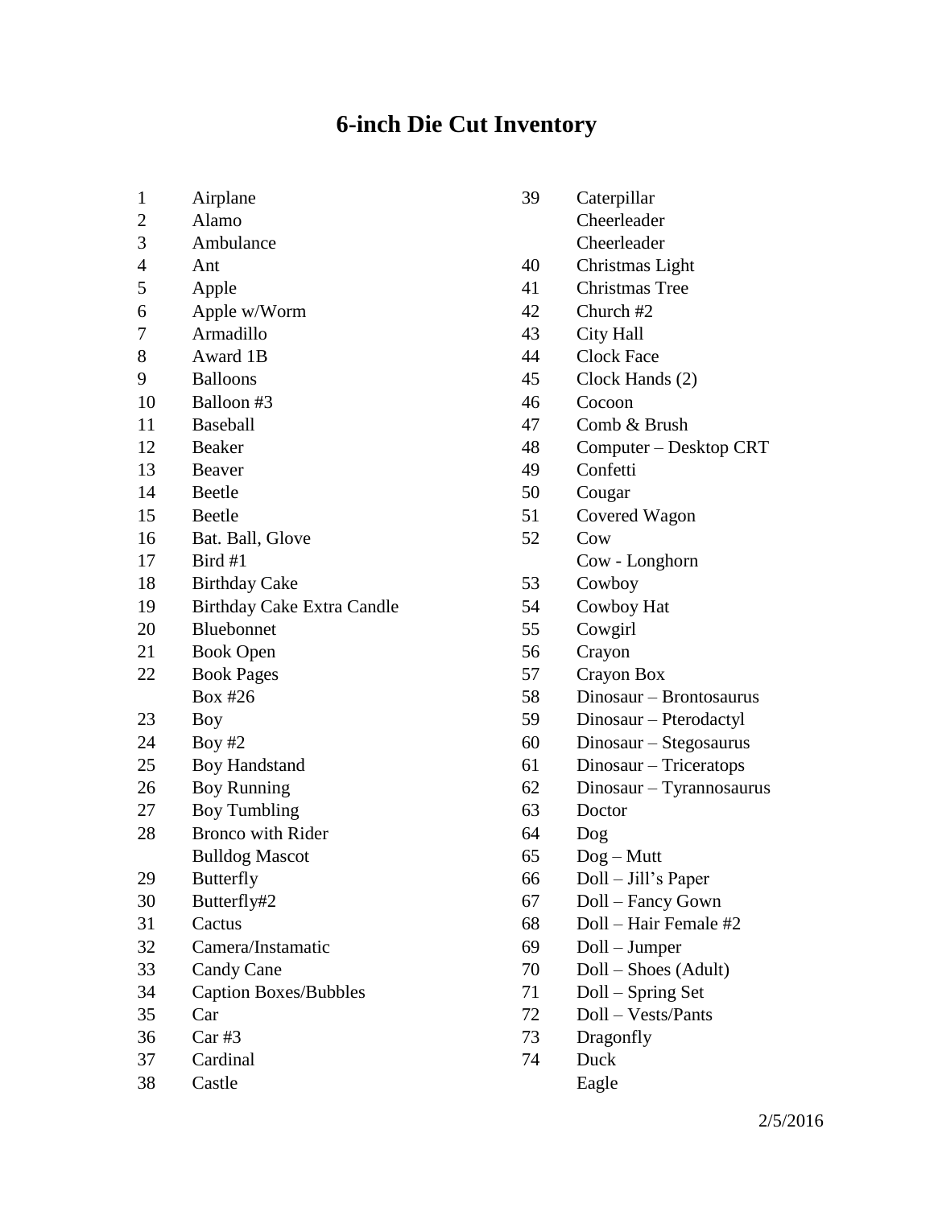# 6-inch Die Cut Inventory

| No. | Item |
|---|---|
| 1 | Airplane |
| 2 | Alamo |
| 3 | Ambulance |
| 4 | Ant |
| 5 | Apple |
| 6 | Apple w/Worm |
| 7 | Armadillo |
| 8 | Award 1B |
| 9 | Balloons |
| 10 | Balloon #3 |
| 11 | Baseball |
| 12 | Beaker |
| 13 | Beaver |
| 14 | Beetle |
| 15 | Beetle |
| 16 | Bat. Ball, Glove |
| 17 | Bird #1 |
| 18 | Birthday Cake |
| 19 | Birthday Cake Extra Candle |
| 20 | Bluebonnet |
| 21 | Book Open |
| 22 | Book Pages |
| | Box #26 |
| 23 | Boy |
| 24 | Boy #2 |
| 25 | Boy Handstand |
| 26 | Boy Running |
| 27 | Boy Tumbling |
| 28 | Bronco with Rider |
| | Bulldog Mascot |
| 29 | Butterfly |
| 30 | Butterfly#2 |
| 31 | Cactus |
| 32 | Camera/Instamatic |
| 33 | Candy Cane |
| 34 | Caption Boxes/Bubbles |
| 35 | Car |
| 36 | Car #3 |
| 37 | Cardinal |
| 38 | Castle |
| 39 | Caterpillar |
| | Cheerleader |
| | Cheerleader |
| 40 | Christmas Light |
| 41 | Christmas Tree |
| 42 | Church #2 |
| 43 | City Hall |
| 44 | Clock Face |
| 45 | Clock Hands (2) |
| 46 | Cocoon |
| 47 | Comb & Brush |
| 48 | Computer – Desktop CRT |
| 49 | Confetti |
| 50 | Cougar |
| 51 | Covered Wagon |
| 52 | Cow |
| | Cow - Longhorn |
| 53 | Cowboy |
| 54 | Cowboy Hat |
| 55 | Cowgirl |
| 56 | Crayon |
| 57 | Crayon Box |
| 58 | Dinosaur – Brontosaurus |
| 59 | Dinosaur – Pterodactyl |
| 60 | Dinosaur – Stegosaurus |
| 61 | Dinosaur – Triceratops |
| 62 | Dinosaur – Tyrannosaurus |
| 63 | Doctor |
| 64 | Dog |
| 65 | Dog – Mutt |
| 66 | Doll – Jill's Paper |
| 67 | Doll – Fancy Gown |
| 68 | Doll – Hair Female #2 |
| 69 | Doll – Jumper |
| 70 | Doll – Shoes (Adult) |
| 71 | Doll – Spring Set |
| 72 | Doll – Vests/Pants |
| 73 | Dragonfly |
| 74 | Duck |
| | Eagle |

2/5/2016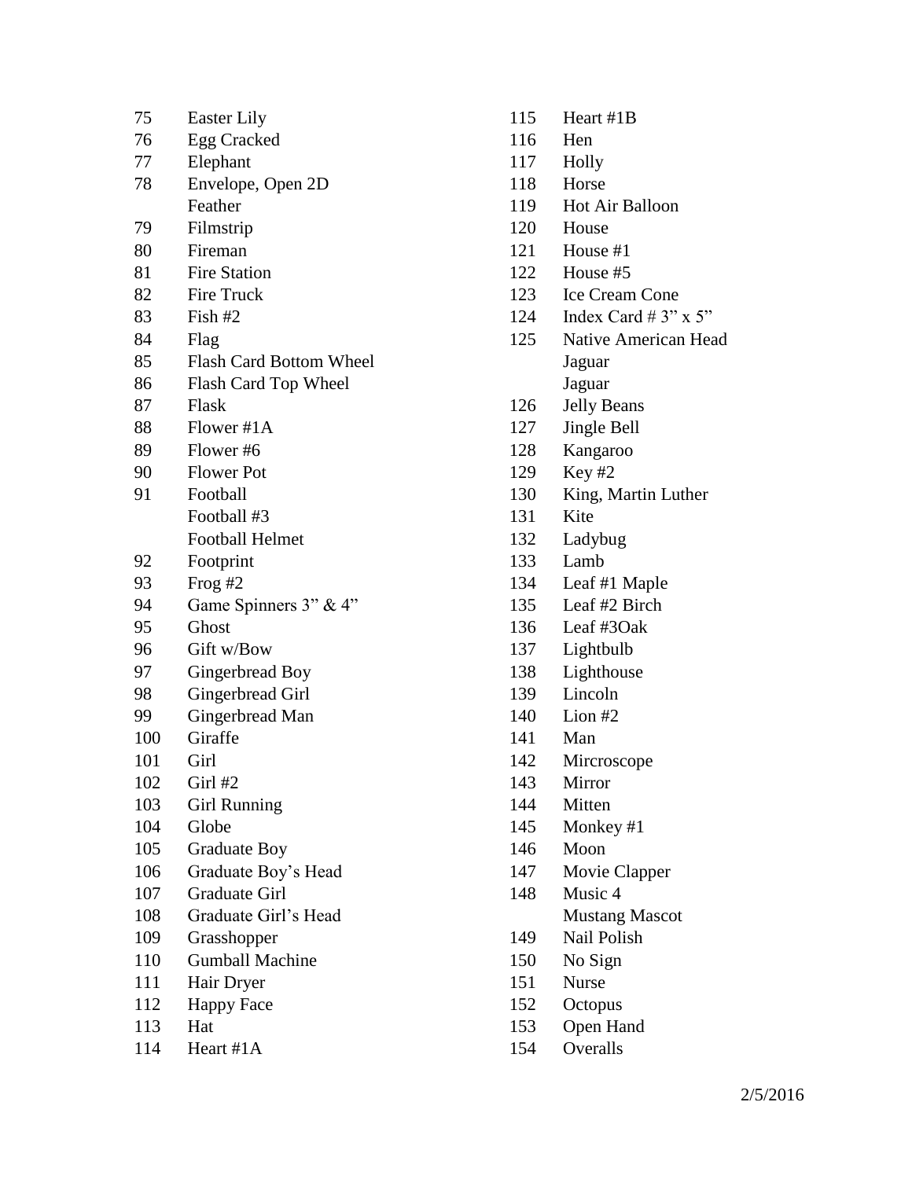| | |
|---|---|
| 75 | Easter Lily |
| 76 | Egg Cracked |
| 77 | Elephant |
| 78 | Envelope, Open 2D |
| | Feather |
| 79 | Filmstrip |
| 80 | Fireman |
| 81 | Fire Station |
| 82 | Fire Truck |
| 83 | Fish #2 |
| 84 | Flag |
| 85 | Flash Card Bottom Wheel |
| 86 | Flash Card Top Wheel |
| 87 | Flask |
| 88 | Flower #1A |
| 89 | Flower #6 |
| 90 | Flower Pot |
| 91 | Football |
| | Football #3 |
| | Football Helmet |
| 92 | Footprint |
| 93 | Frog #2 |
| 94 | Game Spinners 3" & 4" |
| 95 | Ghost |
| 96 | Gift w/Bow |
| 97 | Gingerbread Boy |
| 98 | Gingerbread Girl |
| 99 | Gingerbread Man |
| 100 | Giraffe |
| 101 | Girl |
| 102 | Girl #2 |
| 103 | Girl Running |
| 104 | Globe |
| 105 | Graduate Boy |
| 106 | Graduate Boy's Head |
| 107 | Graduate Girl |
| 108 | Graduate Girl's Head |
| 109 | Grasshopper |
| 110 | Gumball Machine |
| 111 | Hair Dryer |
| 112 | Happy Face |
| 113 | Hat |
| 114 | Heart #1A |
| 115 | Heart #1B |
| 116 | Hen |
| 117 | Holly |
| 118 | Horse |
| 119 | Hot Air Balloon |
| 120 | House |
| 121 | House #1 |
| 122 | House #5 |
| 123 | Ice Cream Cone |
| 124 | Index Card # 3" x 5" |
| 125 | Native American Head |
| | Jaguar |
| | Jaguar |
| 126 | Jelly Beans |
| 127 | Jingle Bell |
| 128 | Kangaroo |
| 129 | Key #2 |
| 130 | King, Martin Luther |
| 131 | Kite |
| 132 | Ladybug |
| 133 | Lamb |
| 134 | Leaf #1 Maple |
| 135 | Leaf #2 Birch |
| 136 | Leaf #3Oak |
| 137 | Lightbulb |
| 138 | Lighthouse |
| 139 | Lincoln |
| 140 | Lion #2 |
| 141 | Man |
| 142 | Mircroscope |
| 143 | Mirror |
| 144 | Mitten |
| 145 | Monkey #1 |
| 146 | Moon |
| 147 | Movie Clapper |
| 148 | Music 4 |
| | Mustang Mascot |
| 149 | Nail Polish |
| 150 | No Sign |
| 151 | Nurse |
| 152 | Octopus |
| 153 | Open Hand |
| 154 | Overalls |

2/5/2016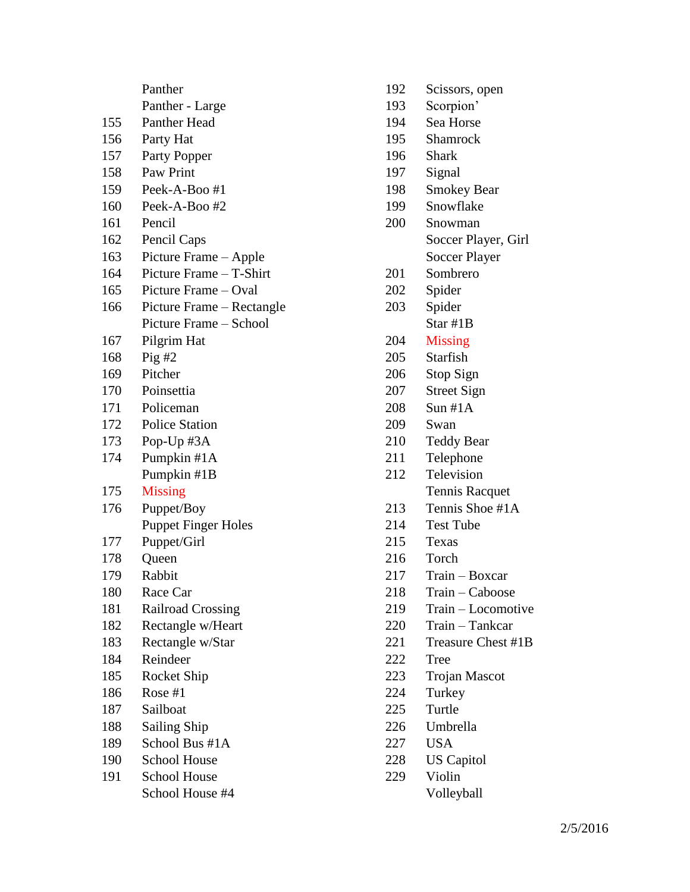| | |
|---|---|
| | Panther |
| | Panther - Large |
| 155 | Panther Head |
| 156 | Party Hat |
| 157 | Party Popper |
| 158 | Paw Print |
| 159 | Peek-A-Boo #1 |
| 160 | Peek-A-Boo #2 |
| 161 | Pencil |
| 162 | Pencil Caps |
| 163 | Picture Frame – Apple |
| 164 | Picture Frame – T-Shirt |
| 165 | Picture Frame – Oval |
| 166 | Picture Frame – Rectangle |
| | Picture Frame – School |
| 167 | Pilgrim Hat |
| 168 | Pig #2 |
| 169 | Pitcher |
| 170 | Poinsettia |
| 171 | Policeman |
| 172 | Police Station |
| 173 | Pop-Up #3A |
| 174 | Pumpkin #1A |
| | Pumpkin #1B |
| 175 | Missing |
| 176 | Puppet/Boy |
| | Puppet Finger Holes |
| 177 | Puppet/Girl |
| 178 | Queen |
| 179 | Rabbit |
| 180 | Race Car |
| 181 | Railroad Crossing |
| 182 | Rectangle w/Heart |
| 183 | Rectangle w/Star |
| 184 | Reindeer |
| 185 | Rocket Ship |
| 186 | Rose #1 |
| 187 | Sailboat |
| 188 | Sailing Ship |
| 189 | School Bus #1A |
| 190 | School House |
| 191 | School House |
| | School House #4 |
| 192 | Scissors, open |
| 193 | Scorpion' |
| 194 | Sea Horse |
| 195 | Shamrock |
| 196 | Shark |
| 197 | Signal |
| 198 | Smokey Bear |
| 199 | Snowflake |
| 200 | Snowman |
| | Soccer Player, Girl |
| | Soccer Player |
| 201 | Sombrero |
| 202 | Spider |
| 203 | Spider |
| | Star #1B |
| 204 | Missing |
| 205 | Starfish |
| 206 | Stop Sign |
| 207 | Street Sign |
| 208 | Sun #1A |
| 209 | Swan |
| 210 | Teddy Bear |
| 211 | Telephone |
| 212 | Television |
| | Tennis Racquet |
| 213 | Tennis Shoe #1A |
| 214 | Test Tube |
| 215 | Texas |
| 216 | Torch |
| 217 | Train – Boxcar |
| 218 | Train – Caboose |
| 219 | Train – Locomotive |
| 220 | Train – Tankcar |
| 221 | Treasure Chest #1B |
| 222 | Tree |
| 223 | Trojan Mascot |
| 224 | Turkey |
| 225 | Turtle |
| 226 | Umbrella |
| 227 | USA |
| 228 | US Capitol |
| 229 | Violin |
| | Volleyball |

2/5/2016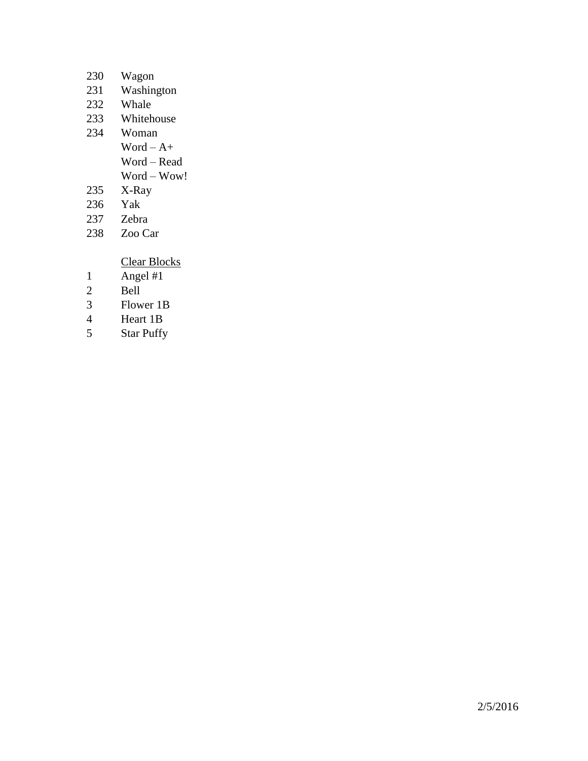230 Wagon
231 Washington
232 Whale
233 Whitehouse
234 Woman
Word – A+
Word – Read
Word – Wow!
235 X-Ray
236 Yak
237 Zebra
238 Zoo Car

<u>Clear Blocks</u>
1 Angel #1
2 Bell
3 Flower 1B
4 Heart 1B
5 Star Puffy

2/5/2016